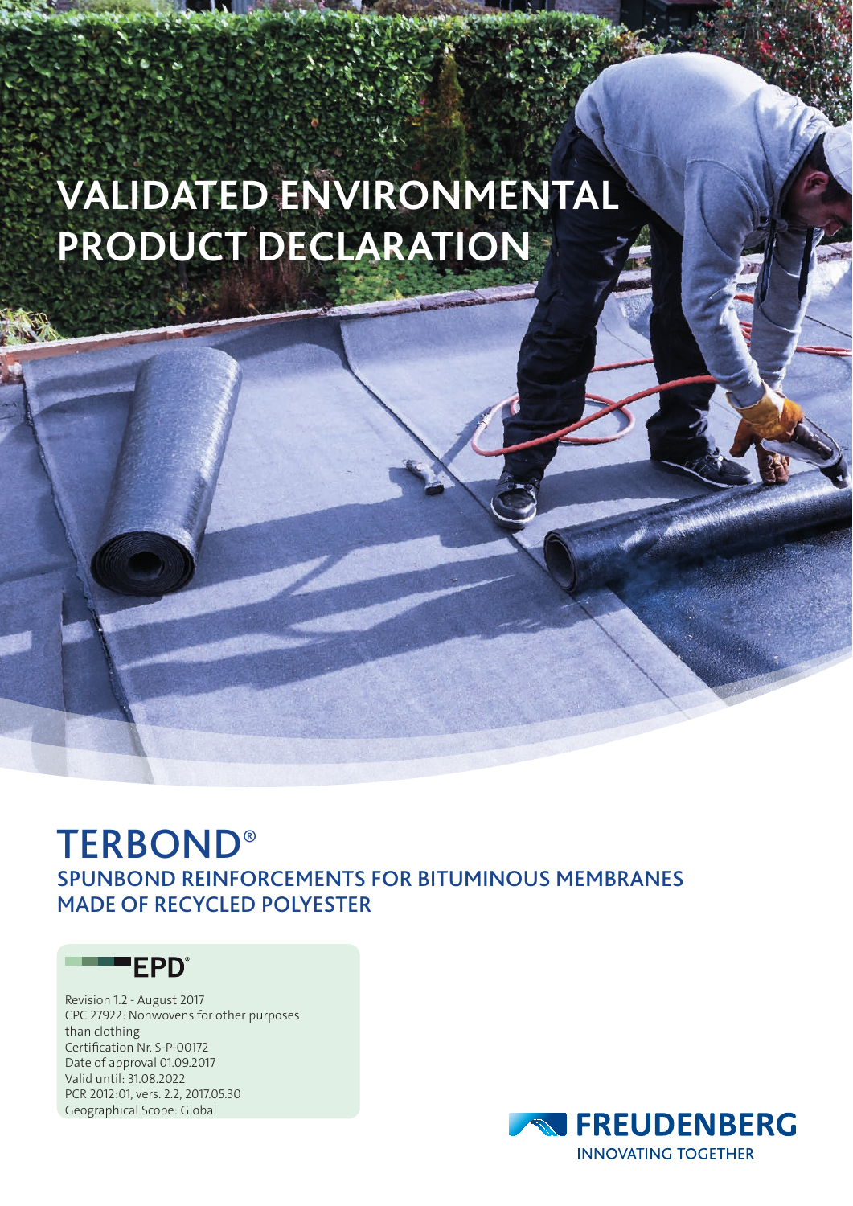# VALIDATED ENVIRONMENTAL PRODUCT DECLARATION

## TERBOND®

### SPUNBOND REINFORCEMENTS FOR BITUMINOUS MEMBRANES MADE OF RECYCLED POLYESTER

EPD®

Revision 1.2 - August 2017
CPC 27922: Nonwovens for other purposes than clothing
Certification Nr. S-P-00172
Date of approval 01.09.2017
Valid until: 31.08.2022
PCR 2012:01, vers. 2.2, 2017.05.30
Geographical Scope: Global

FREUDENBERG
INNOVATING TOGETHER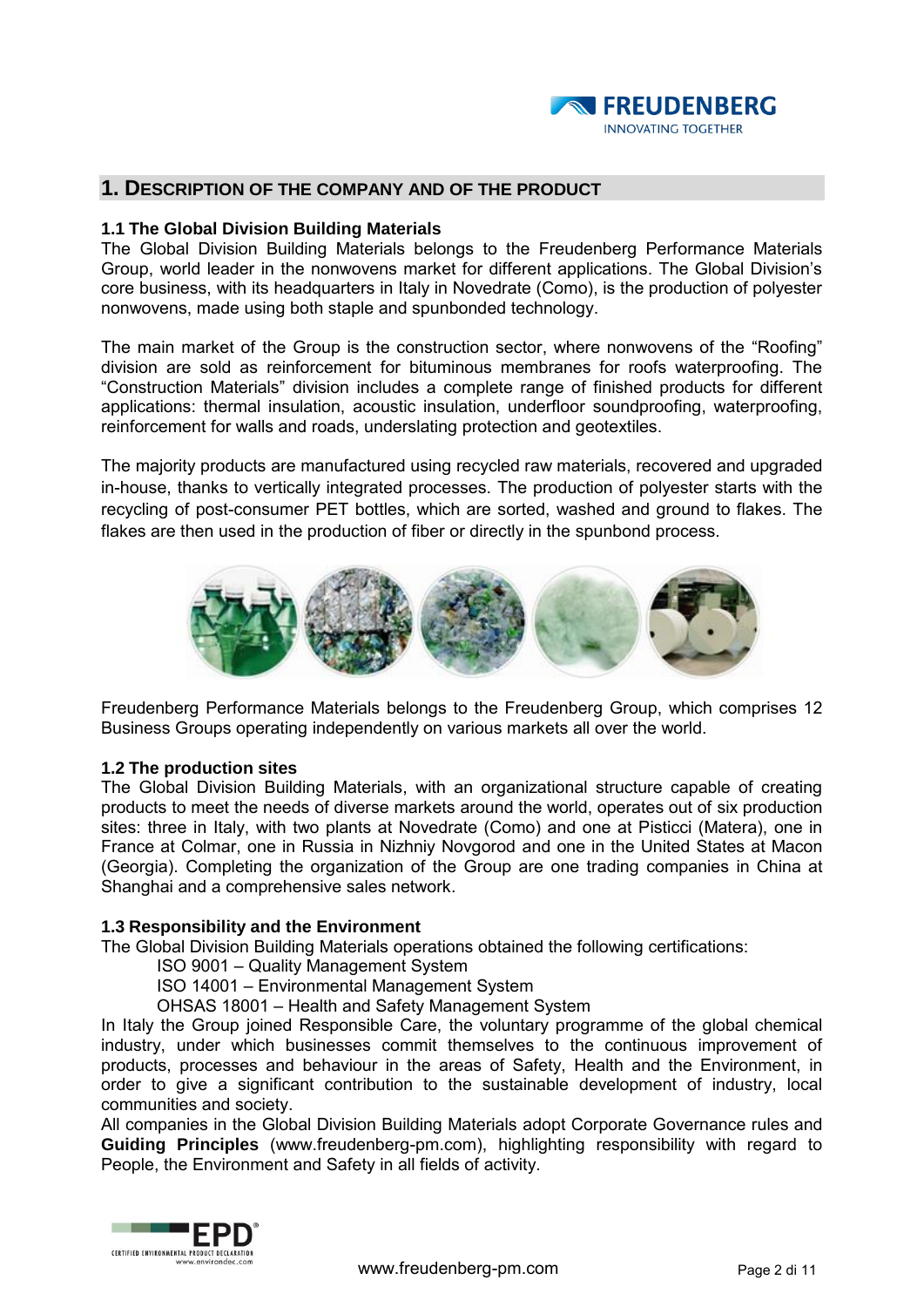## 1. Description of the Company and of the Product

### 1.1 The Global Division Building Materials

The Global Division Building Materials belongs to the Freudenberg Performance Materials Group, world leader in the nonwovens market for different applications. The Global Division's core business, with its headquarters in Italy in Novedrate (Como), is the production of polyester nonwovens, made using both staple and spunbonded technology.

The main market of the Group is the construction sector, where nonwovens of the "Roofing" division are sold as reinforcement for bituminous membranes for roofs waterproofing. The "Construction Materials" division includes a complete range of finished products for different applications: thermal insulation, acoustic insulation, underfloor soundproofing, waterproofing, reinforcement for walls and roads, underslating protection and geotextiles.

The majority products are manufactured using recycled raw materials, recovered and upgraded in-house, thanks to vertically integrated processes. The production of polyester starts with the recycling of post-consumer PET bottles, which are sorted, washed and ground to flakes. The flakes are then used in the production of fiber or directly in the spunbond process.

Freudenberg Performance Materials belongs to the Freudenberg Group, which comprises 12 Business Groups operating independently on various markets all over the world.

### 1.2 The production sites

The Global Division Building Materials, with an organizational structure capable of creating products to meet the needs of diverse markets around the world, operates out of six production sites: three in Italy, with two plants at Novedrate (Como) and one at Pisticci (Matera), one in France at Colmar, one in Russia in Nizhniy Novgorod and one in the United States at Macon (Georgia). Completing the organization of the Group are one trading companies in China at Shanghai and a comprehensive sales network.

### 1.3 Responsibility and the Environment

The Global Division Building Materials operations obtained the following certifications:

- ISO 9001 – Quality Management System
- ISO 14001 – Environmental Management System
- OHSAS 18001 – Health and Safety Management System

In Italy the Group joined Responsible Care, the voluntary programme of the global chemical industry, under which businesses commit themselves to the continuous improvement of products, processes and behaviour in the areas of Safety, Health and the Environment, in order to give a significant contribution to the sustainable development of industry, local communities and society.

All companies in the Global Division Building Materials adopt Corporate Governance rules and **Guiding Principles** (www.freudenberg-pm.com), highlighting responsibility with regard to People, the Environment and Safety in all fields of activity.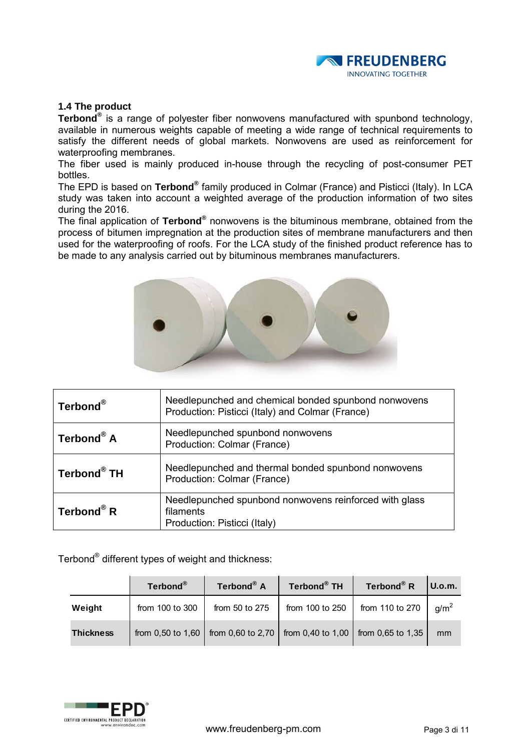### 1.4 The product

**Terbond®** is a range of polyester fiber nonwovens manufactured with spunbond technology, available in numerous weights capable of meeting a wide range of technical requirements to satisfy the different needs of global markets. Nonwovens are used as reinforcement for waterproofing membranes.

The fiber used is mainly produced in-house through the recycling of post-consumer PET bottles.

The EPD is based on **Terbond®** family produced in Colmar (France) and Pisticci (Italy). In LCA study was taken into account a weighted average of the production information of two sites during the 2016.

The final application of **Terbond®** nonwovens is the bituminous membrane, obtained from the process of bitumen impregnation at the production sites of membrane manufacturers and then used for the waterproofing of roofs. For the LCA study of the finished product reference has to be made to any analysis carried out by bituminous membranes manufacturers.

| | |
|---|---|
| **Terbond®** | Needlepunched and chemical bonded spunbond nonwovens<br>Production: Pisticci (Italy) and Colmar (France) |
| **Terbond® A** | Needlepunched spunbond nonwovens<br>Production: Colmar (France) |
| **Terbond® TH** | Needlepunched and thermal bonded spunbond nonwovens<br>Production: Colmar (France) |
| **Terbond® R** | Needlepunched spunbond nonwovens reinforced with glass filaments<br>Production: Pisticci (Italy) |

Terbond® different types of weight and thickness:

| | **Terbond®** | **Terbond® A** | **Terbond® TH** | **Terbond® R** | **U.o.m.** |
|---|---|---|---|---|---|
| **Weight** | from 100 to 300 | from 50 to 275 | from 100 to 250 | from 110 to 270 | $g/m^2$ |
| **Thickness** | from 0,50 to 1,60 | from 0,60 to 2,70 | from 0,40 to 1,00 | from 0,65 to 1,35 | mm |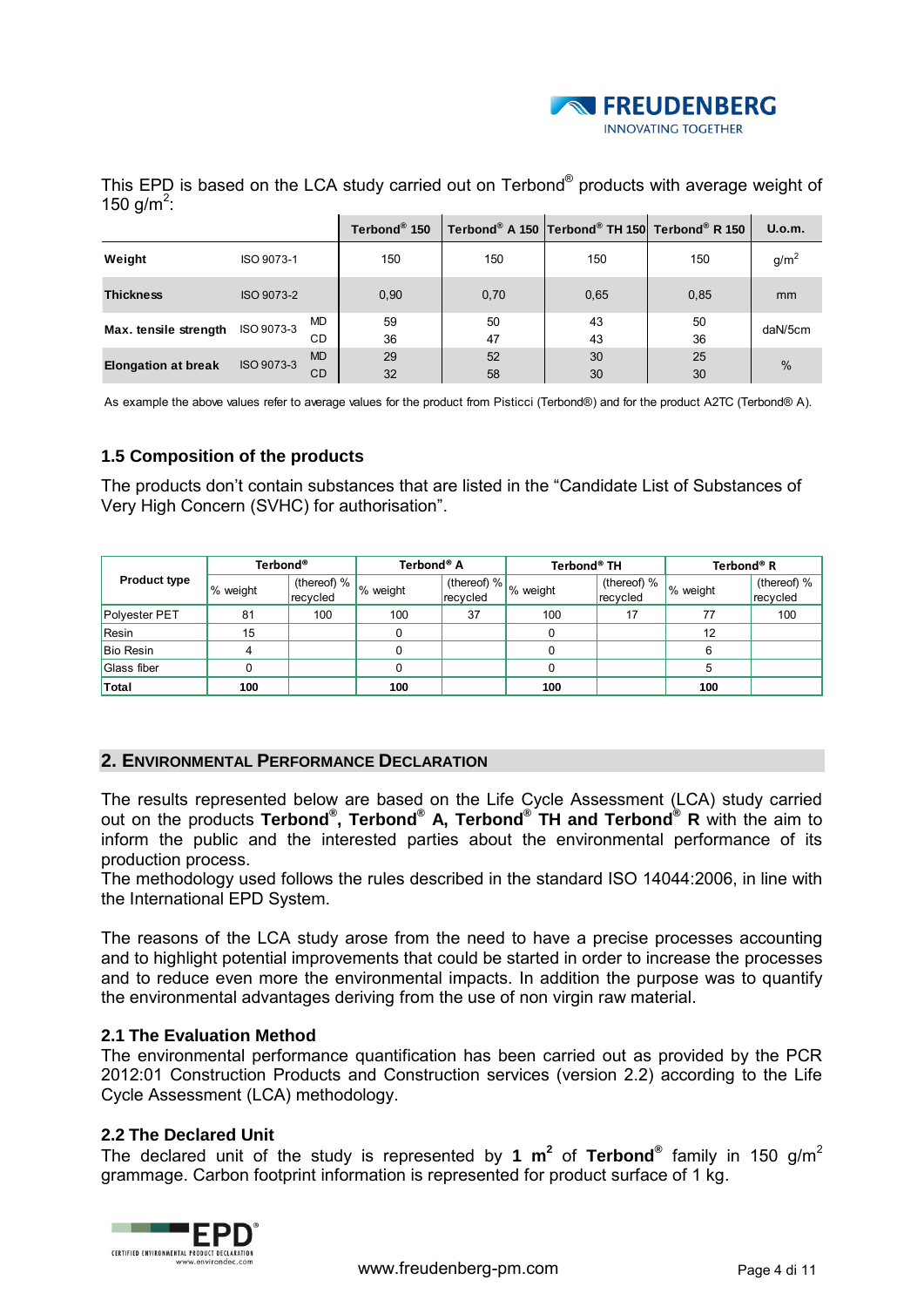This EPD is based on the LCA study carried out on Terbond® products with average weight of 150 g/m$^2$:

| | | | Terbond® 150 | Terbond® A 150 | Terbond® TH 150 | Terbond® R 150 | U.o.m. |
|---|---|---|---|---|---|---|---|
| **Weight** | ISO 9073-1 | | 150 | 150 | 150 | 150 | g/m$^2$ |
| **Thickness** | ISO 9073-2 | | 0,90 | 0,70 | 0,65 | 0,85 | mm |
| **Max. tensile strength** | ISO 9073-3 | MD | 59 | 50 | 43 | 50 | daN/5cm |
| | | CD | 36 | 47 | 43 | 36 | |
| **Elongation at break** | ISO 9073-3 | MD | 29 | 52 | 30 | 25 | % |
| | | CD | 32 | 58 | 30 | 30 | |

As example the above values refer to average values for the product from Pisticci (Terbond®) and for the product A2TC (Terbond® A).

### 1.5 Composition of the products

The products don't contain substances that are listed in the "Candidate List of Substances of Very High Concern (SVHC) for authorisation".

| Product type | Terbond® | | Terbond® A | | Terbond® TH | | Terbond® R | |
|---|---|---|---|---|---|---|---|---|
| | % weight | (thereof) % recycled | % weight | (thereof) % recycled | % weight | (thereof) % recycled | % weight | (thereof) % recycled |
| Polyester PET | 81 | 100 | 100 | 37 | 100 | 17 | 77 | 100 |
| Resin | 15 | | 0 | | 0 | | 12 | |
| Bio Resin | 4 | | 0 | | 0 | | 6 | |
| Glass fiber | 0 | | 0 | | 0 | | 5 | |
| **Total** | **100** | | **100** | | **100** | | **100** | |

## 2. Environmental Performance Declaration

The results represented below are based on the Life Cycle Assessment (LCA) study carried out on the products **Terbond®, Terbond® A, Terbond® TH and Terbond® R** with the aim to inform the public and the interested parties about the environmental performance of its production process.
The methodology used follows the rules described in the standard ISO 14044:2006, in line with the International EPD System.

The reasons of the LCA study arose from the need to have a precise processes accounting and to highlight potential improvements that could be started in order to increase the processes and to reduce even more the environmental impacts. In addition the purpose was to quantify the environmental advantages deriving from the use of non virgin raw material.

### 2.1 The Evaluation Method

The environmental performance quantification has been carried out as provided by the PCR 2012:01 Construction Products and Construction services (version 2.2) according to the Life Cycle Assessment (LCA) methodology.

### 2.2 The Declared Unit

The declared unit of the study is represented by **1 m$^2$** of **Terbond®** family in 150 g/m$^2$ grammage. Carbon footprint information is represented for product surface of 1 kg.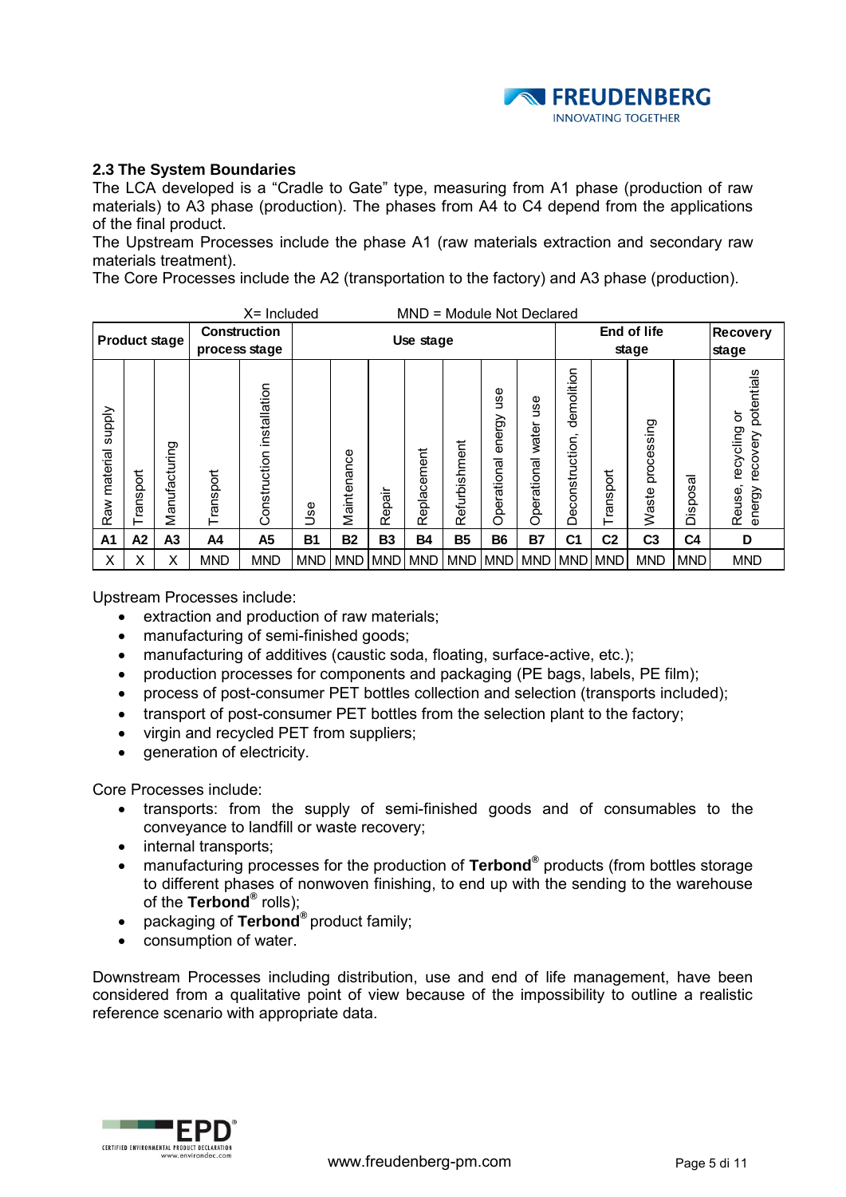### 2.3 The System Boundaries

The LCA developed is a "Cradle to Gate" type, measuring from A1 phase (production of raw materials) to A3 phase (production). The phases from A4 to C4 depend from the applications of the final product.

The Upstream Processes include the phase A1 (raw materials extraction and secondary raw materials treatment).

The Core Processes include the A2 (transportation to the factory) and A3 phase (production).

X= Included MND = Module Not Declared

| Product stage | | | Construction process stage | | Use stage | | | | | | | End of life stage | | | | Recovery stage |
|---|---|---|---|---|---|---|---|---|---|---|---|---|---|---|---|---|
| Raw material supply | Transport | Manufacturing | Transport | Construction installation | Use | Maintenance | Repair | Replacement | Refurbishment | Operational energy use | Operational water use | Deconstruction, demolition | Transport | Waste processing | Disposal | Reuse, recycling or energy recovery potentials |
| A1 | A2 | A3 | A4 | A5 | B1 | B2 | B3 | B4 | B5 | B6 | B7 | C1 | C2 | C3 | C4 | D |
| X | X | X | MND | MND | MND | MND | MND | MND | MND | MND | MND | MND | MND | MND | MND | MND |

Upstream Processes include:

- extraction and production of raw materials;
- manufacturing of semi-finished goods;
- manufacturing of additives (caustic soda, floating, surface-active, etc.);
- production processes for components and packaging (PE bags, labels, PE film);
- process of post-consumer PET bottles collection and selection (transports included);
- transport of post-consumer PET bottles from the selection plant to the factory;
- virgin and recycled PET from suppliers;
- generation of electricity.

Core Processes include:

- transports: from the supply of semi-finished goods and of consumables to the conveyance to landfill or waste recovery;
- internal transports;
- manufacturing processes for the production of **Terbond®** products (from bottles storage to different phases of nonwoven finishing, to end up with the sending to the warehouse of the **Terbond®** rolls);
- packaging of **Terbond®** product family;
- consumption of water.

Downstream Processes including distribution, use and end of life management, have been considered from a qualitative point of view because of the impossibility to outline a realistic reference scenario with appropriate data.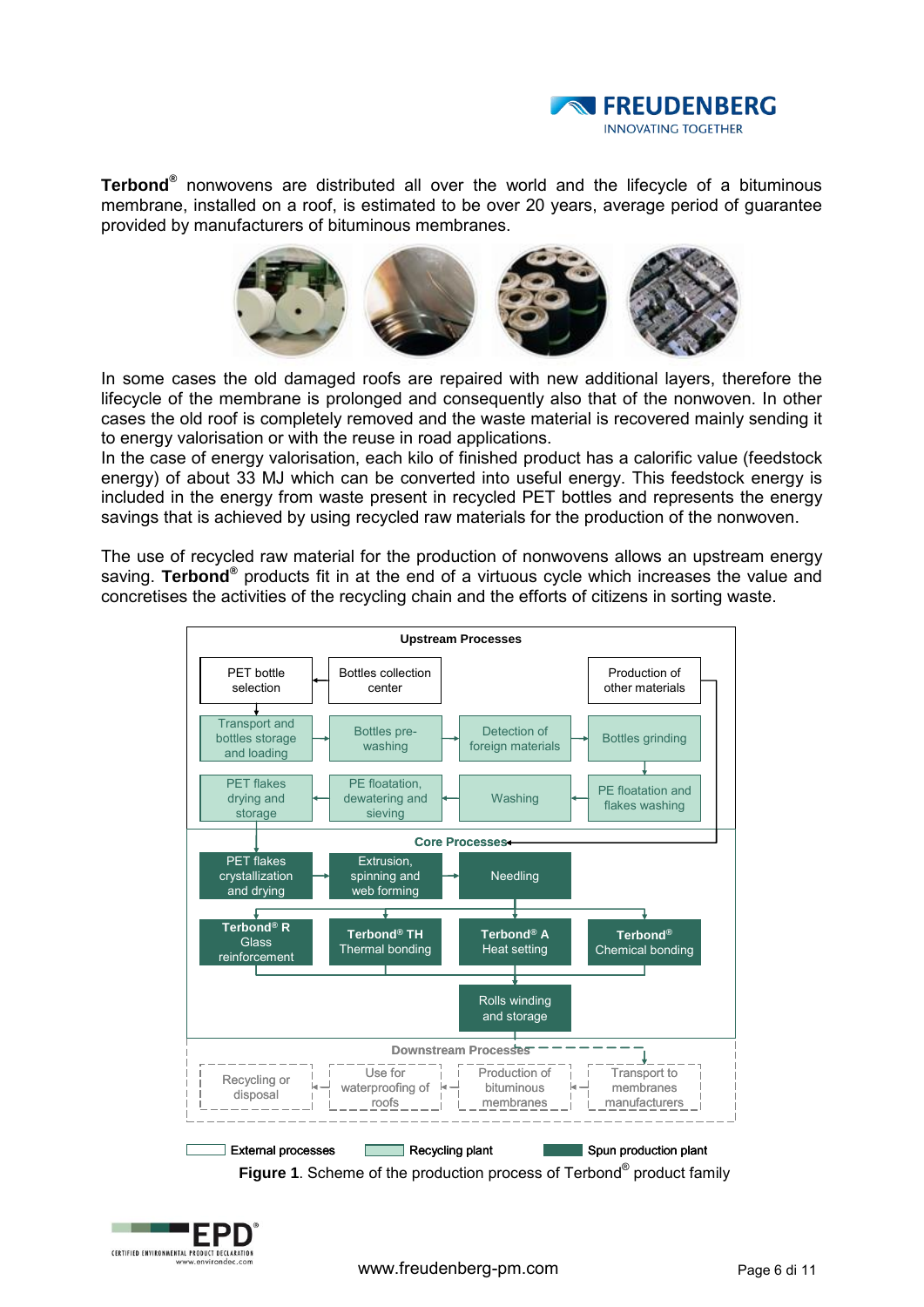**Terbond®** nonwovens are distributed all over the world and the lifecycle of a bituminous membrane, installed on a roof, is estimated to be over 20 years, average period of guarantee provided by manufacturers of bituminous membranes.

In some cases the old damaged roofs are repaired with new additional layers, therefore the lifecycle of the membrane is prolonged and consequently also that of the nonwoven. In other cases the old roof is completely removed and the waste material is recovered mainly sending it to energy valorisation or with the reuse in road applications.
In the case of energy valorisation, each kilo of finished product has a calorific value (feedstock energy) of about 33 MJ which can be converted into useful energy. This feedstock energy is included in the energy from waste present in recycled PET bottles and represents the energy savings that is achieved by using recycled raw materials for the production of the nonwoven.

The use of recycled raw material for the production of nonwovens allows an upstream energy saving. **Terbond®** products fit in at the end of a virtuous cycle which increases the value and concretises the activities of the recycling chain and the efforts of citizens in sorting waste.

**Upstream Processes**

- PET bottle selection
- Bottles collection center
- Production of other materials
- Transport and bottles storage and loading
- Bottles pre-washing
- Detection of foreign materials
- Bottles grinding
- PET flakes drying and storage
- PE floatation, dewatering and sieving
- Washing
- PE floatation and flakes washing

**Core Processes**

- PET flakes crystallization and drying
- Extrusion, spinning and web forming
- Needling
- **Terbond® R** Glass reinforcement
- **Terbond® TH** Thermal bonding
- **Terbond® A** Heat setting
- **Terbond®** Chemical bonding
- Rolls winding and storage

**Downstream Processes**

- Recycling or disposal
- Use for waterproofing of roofs
- Production of bituminous membranes
- Transport to membranes manufacturers

Legend: External processes | Recycling plant | Spun production plant

**Figure 1**. Scheme of the production process of Terbond® product family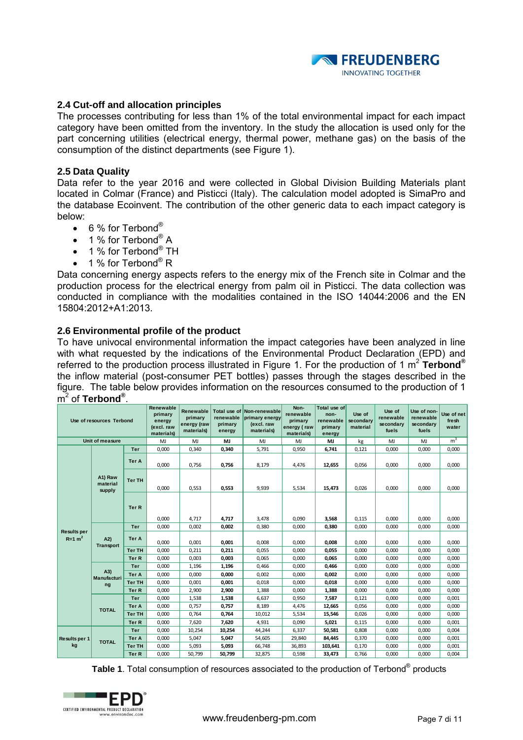### 2.4 Cut-off and allocation principles

The processes contributing for less than 1% of the total environmental impact for each impact category have been omitted from the inventory. In the study the allocation is used only for the part concerning utilities (electrical energy, thermal power, methane gas) on the basis of the consumption of the distinct departments (see Figure 1).

### 2.5 Data Quality

Data refer to the year 2016 and were collected in Global Division Building Materials plant located in Colmar (France) and Pisticci (Italy). The calculation model adopted is SimaPro and the database Ecoinvent. The contribution of the other generic data to each impact category is below:

- 6 % for Terbond®
- 1 % for Terbond® A
- 1 % for Terbond® TH
- 1 % for Terbond® R

Data concerning energy aspects refers to the energy mix of the French site in Colmar and the production process for the electrical energy from palm oil in Pisticci. The data collection was conducted in compliance with the modalities contained in the ISO 14044:2006 and the EN 15804:2012+A1:2013.

### 2.6 Environmental profile of the product

To have univocal environmental information the impact categories have been analyzed in line with what requested by the indications of the Environmental Product Declaration (EPD) and referred to the production process illustrated in Figure 1. For the production of 1 $m^2$ **Terbond®** the inflow material (post-consumer PET bottles) passes through the stages described in the figure. The table below provides information on the resources consumed to the production of 1 $m^2$ of **Terbond®**.

| Use of resources Terbond | | | Renewable primary energy (excl. raw materials) | Renewable primary energy (raw materials) | Total use of renewable primary energy | Non-renewable primary energy (excl. raw materials) | Non-renewable primary energy ( raw materials) | Total use of non-renewable primary energy | Use of secondary material | Use of renewable secondary fuels | Use of non-renewable secondary fuels | Use of net fresh water |
|---|---|---|---|---|---|---|---|---|---|---|---|---|
| Unit of measure | | | MJ | MJ | **MJ** | MJ | MJ | **MJ** | kg | MJ | MJ | $m^3$ |
| Results per R=1 $m^2$ | A1) Raw material supply | Ter | 0,000 | 0,340 | **0,340** | 5,791 | 0,950 | **6,741** | 0,121 | 0,000 | 0,000 | 0,000 |
| | | Ter A | 0,000 | 0,756 | **0,756** | 8,179 | 4,476 | **12,655** | 0,056 | 0,000 | 0,000 | 0,000 |
| | | Ter TH | 0,000 | 0,553 | **0,553** | 9,939 | 5,534 | **15,473** | 0,026 | 0,000 | 0,000 | 0,000 |
| | | Ter R | 0,000 | 4,717 | **4,717** | 3,478 | 0,090 | **3,568** | 0,115 | 0,000 | 0,000 | 0,000 |
| | A2) Transport | Ter | 0,000 | 0,002 | **0,002** | 0,380 | 0,000 | **0,380** | 0,000 | 0,000 | 0,000 | 0,000 |
| | | Ter A | 0,000 | 0,001 | **0,001** | 0,008 | 0,000 | **0,008** | 0,000 | 0,000 | 0,000 | 0,000 |
| | | Ter TH | 0,000 | 0,211 | **0,211** | 0,055 | 0,000 | **0,055** | 0,000 | 0,000 | 0,000 | 0,000 |
| | | Ter R | 0,000 | 0,003 | **0,003** | 0,065 | 0,000 | **0,065** | 0,000 | 0,000 | 0,000 | 0,000 |
| | A3) Manufacturing | Ter | 0,000 | 1,196 | **1,196** | 0,466 | 0,000 | **0,466** | 0,000 | 0,000 | 0,000 | 0,000 |
| | | Ter A | 0,000 | 0,000 | **0,000** | 0,002 | 0,000 | **0,002** | 0,000 | 0,000 | 0,000 | 0,000 |
| | | Ter TH | 0,000 | 0,001 | **0,001** | 0,018 | 0,000 | **0,018** | 0,000 | 0,000 | 0,000 | 0,000 |
| | | Ter R | 0,000 | 2,900 | **2,900** | 1,388 | 0,000 | **1,388** | 0,000 | 0,000 | 0,000 | 0,000 |
| | TOTAL | Ter | 0,000 | 1,538 | **1,538** | 6,637 | 0,950 | **7,587** | 0,121 | 0,000 | 0,000 | 0,001 |
| | | Ter A | 0,000 | 0,757 | **0,757** | 8,189 | 4,476 | **12,665** | 0,056 | 0,000 | 0,000 | 0,000 |
| | | Ter TH | 0,000 | 0,764 | **0,764** | 10,012 | 5,534 | **15,546** | 0,026 | 0,000 | 0,000 | 0,000 |
| | | Ter R | 0,000 | 7,620 | **7,620** | 4,931 | 0,090 | **5,021** | 0,115 | 0,000 | 0,000 | 0,001 |
| Results per 1 kg | TOTAL | Ter | 0,000 | 10,254 | **10,254** | 44,244 | 6,337 | **50,581** | 0,808 | 0,000 | 0,000 | 0,004 |
| | | Ter A | 0,000 | 5,047 | **5,047** | 54,605 | 29,840 | **84,445** | 0,370 | 0,000 | 0,000 | 0,001 |
| | | Ter TH | 0,000 | 5,093 | **5,093** | 66,748 | 36,893 | **103,641** | 0,170 | 0,000 | 0,000 | 0,001 |
| | | Ter R | 0,000 | 50,799 | **50,799** | 32,875 | 0,598 | **33,473** | 0,766 | 0,000 | 0,000 | 0,004 |

**Table 1**. Total consumption of resources associated to the production of Terbond® products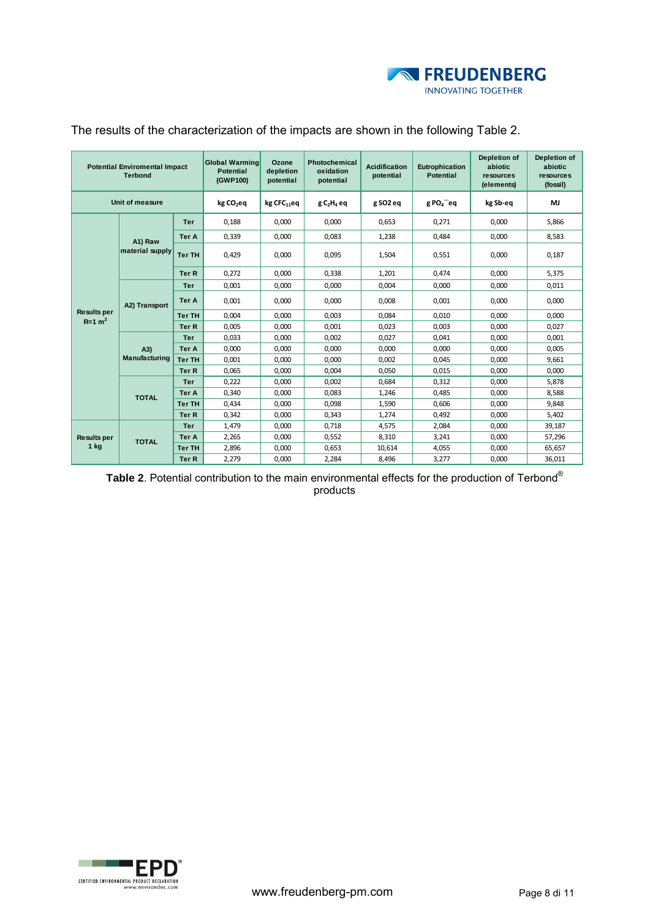The results of the characterization of the impacts are shown in the following Table 2.

| Potential Enviromental Impact Terbond | | | Global Warming Potential (GWP100) | Ozone depletion potential | Photochemical oxidation potential | Acidification potential | Eutrophication Potential | Depletion of abiotic resources (elements) | Depletion of abiotic resources (fossil) |
|---|---|---|---|---|---|---|---|---|---|
| Unit of measure | | | kg $CO_2$eq | kg $CFC_{11}$eq | g $C_2H_4$ eq | g SO2 eq | g $PO_4^{---}$eq | kg Sb-eq | MJ |
| Results per R=1 $m^2$ | A1) Raw material supply | Ter | 0,188 | 0,000 | 0,000 | 0,653 | 0,271 | 0,000 | 5,866 |
| | | Ter A | 0,339 | 0,000 | 0,083 | 1,238 | 0,484 | 0,000 | 8,583 |
| | | Ter TH | 0,429 | 0,000 | 0,095 | 1,504 | 0,551 | 0,000 | 0,187 |
| | | Ter R | 0,272 | 0,000 | 0,338 | 1,201 | 0,474 | 0,000 | 5,375 |
| | A2) Transport | Ter | 0,001 | 0,000 | 0,000 | 0,004 | 0,000 | 0,000 | 0,011 |
| | | Ter A | 0,001 | 0,000 | 0,000 | 0,008 | 0,001 | 0,000 | 0,000 |
| | | Ter TH | 0,004 | 0,000 | 0,003 | 0,084 | 0,010 | 0,000 | 0,000 |
| | | Ter R | 0,005 | 0,000 | 0,001 | 0,023 | 0,003 | 0,000 | 0,027 |
| | A3) Manufacturing | Ter | 0,033 | 0,000 | 0,002 | 0,027 | 0,041 | 0,000 | 0,001 |
| | | Ter A | 0,000 | 0,000 | 0,000 | 0,000 | 0,000 | 0,000 | 0,005 |
| | | Ter TH | 0,001 | 0,000 | 0,000 | 0,002 | 0,045 | 0,000 | 9,661 |
| | | Ter R | 0,065 | 0,000 | 0,004 | 0,050 | 0,015 | 0,000 | 0,000 |
| | TOTAL | Ter | 0,222 | 0,000 | 0,002 | 0,684 | 0,312 | 0,000 | 5,878 |
| | | Ter A | 0,340 | 0,000 | 0,083 | 1,246 | 0,485 | 0,000 | 8,588 |
| | | Ter TH | 0,434 | 0,000 | 0,098 | 1,590 | 0,606 | 0,000 | 9,848 |
| | | Ter R | 0,342 | 0,000 | 0,343 | 1,274 | 0,492 | 0,000 | 5,402 |
| Results per 1 kg | TOTAL | Ter | 1,479 | 0,000 | 0,718 | 4,575 | 2,084 | 0,000 | 39,187 |
| | | Ter A | 2,265 | 0,000 | 0,552 | 8,310 | 3,241 | 0,000 | 57,296 |
| | | Ter TH | 2,896 | 0,000 | 0,653 | 10,614 | 4,055 | 0,000 | 65,657 |
| | | Ter R | 2,279 | 0,000 | 2,284 | 8,496 | 3,277 | 0,000 | 36,011 |

**Table 2**. Potential contribution to the main environmental effects for the production of Terbond® products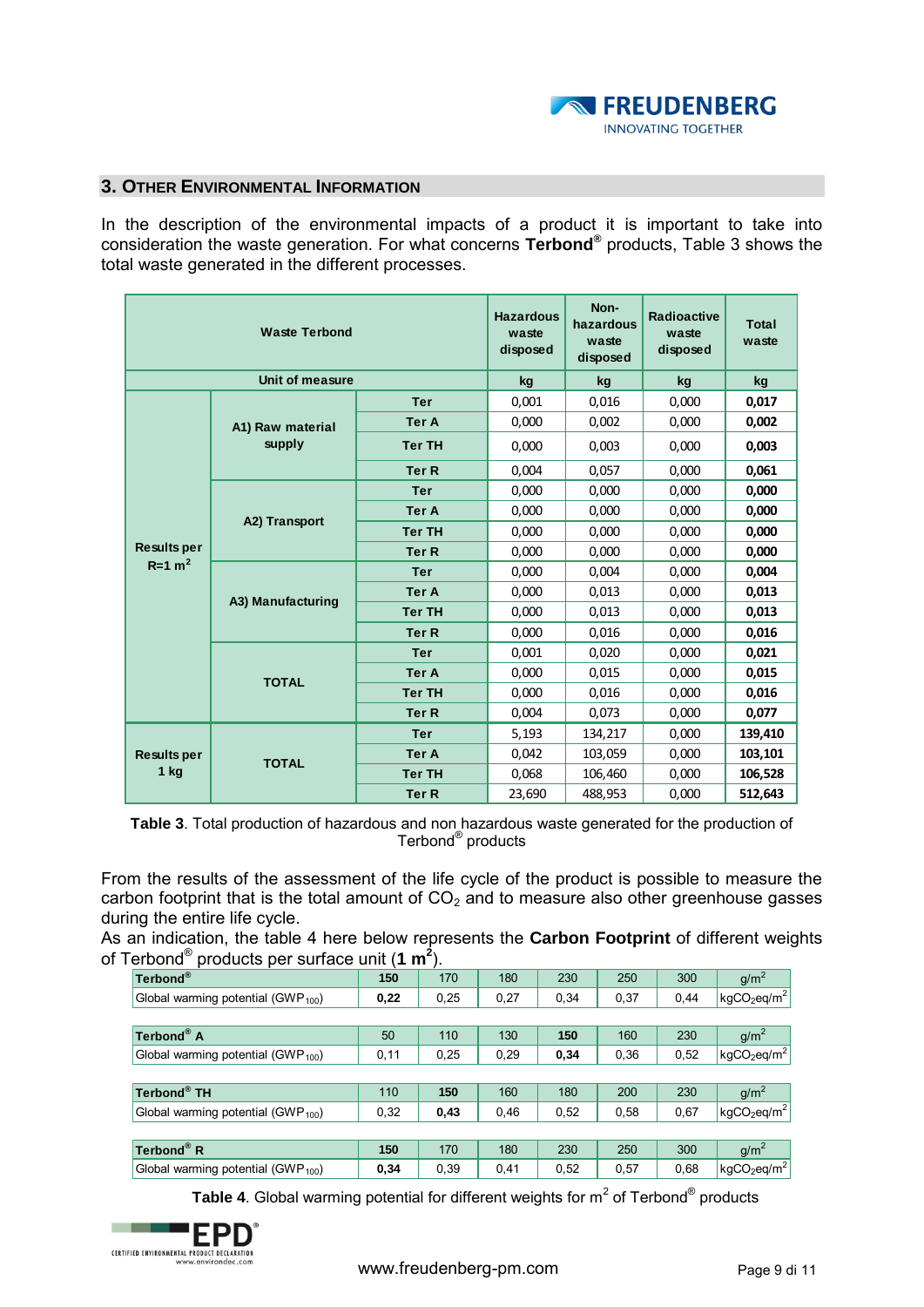## 3. Other Environmental Information

In the description of the environmental impacts of a product it is important to take into consideration the waste generation. For what concerns **Terbond**® products, Table 3 shows the total waste generated in the different processes.

| Waste Terbond | | | Hazardous waste disposed | Non-hazardous waste disposed | Radioactive waste disposed | Total waste |
|---|---|---|---|---|---|---|
| Unit of measure | | | kg | kg | kg | kg |
| Results per R=1 $m^2$ | A1) Raw material supply | Ter | 0,001 | 0,016 | 0,000 | **0,017** |
| | | Ter A | 0,000 | 0,002 | 0,000 | **0,002** |
| | | Ter TH | 0,000 | 0,003 | 0,000 | **0,003** |
| | | Ter R | 0,004 | 0,057 | 0,000 | **0,061** |
| | A2) Transport | Ter | 0,000 | 0,000 | 0,000 | **0,000** |
| | | Ter A | 0,000 | 0,000 | 0,000 | **0,000** |
| | | Ter TH | 0,000 | 0,000 | 0,000 | **0,000** |
| | | Ter R | 0,000 | 0,000 | 0,000 | **0,000** |
| | A3) Manufacturing | Ter | 0,000 | 0,004 | 0,000 | **0,004** |
| | | Ter A | 0,000 | 0,013 | 0,000 | **0,013** |
| | | Ter TH | 0,000 | 0,013 | 0,000 | **0,013** |
| | | Ter R | 0,000 | 0,016 | 0,000 | **0,016** |
| | TOTAL | Ter | 0,001 | 0,020 | 0,000 | **0,021** |
| | | Ter A | 0,000 | 0,015 | 0,000 | **0,015** |
| | | Ter TH | 0,000 | 0,016 | 0,000 | **0,016** |
| | | Ter R | 0,004 | 0,073 | 0,000 | **0,077** |
| Results per 1 kg | TOTAL | Ter | 5,193 | 134,217 | 0,000 | **139,410** |
| | | Ter A | 0,042 | 103,059 | 0,000 | **103,101** |
| | | Ter TH | 0,068 | 106,460 | 0,000 | **106,528** |
| | | Ter R | 23,690 | 488,953 | 0,000 | **512,643** |

**Table 3**. Total production of hazardous and non hazardous waste generated for the production of Terbond® products

From the results of the assessment of the life cycle of the product is possible to measure the carbon footprint that is the total amount of $CO_2$ and to measure also other greenhouse gasses during the entire life cycle.

As an indication, the table 4 here below represents the **Carbon Footprint** of different weights of Terbond® products per surface unit (**1 $m^2$**).

| **Terbond®** | **150** | 170 | 180 | 230 | 250 | 300 | $g/m^2$ |
|---|---|---|---|---|---|---|---|
| Global warming potential ($GWP_{100}$) | **0,22** | 0,25 | 0,27 | 0,34 | 0,37 | 0,44 | $kgCO_2eq/m^2$ |

| **Terbond® A** | 50 | 110 | 130 | **150** | 160 | 230 | $g/m^2$ |
|---|---|---|---|---|---|---|---|
| Global warming potential ($GWP_{100}$) | 0,11 | 0,25 | 0,29 | **0,34** | 0,36 | 0,52 | $kgCO_2eq/m^2$ |

| **Terbond® TH** | 110 | **150** | 160 | 180 | 200 | 230 | $g/m^2$ |
|---|---|---|---|---|---|---|---|
| Global warming potential ($GWP_{100}$) | 0,32 | **0,43** | 0,46 | 0,52 | 0,58 | 0,67 | $kgCO_2eq/m^2$ |

| **Terbond® R** | **150** | 170 | 180 | 230 | 250 | 300 | $g/m^2$ |
|---|---|---|---|---|---|---|---|
| Global warming potential ($GWP_{100}$) | **0,34** | 0,39 | 0,41 | 0,52 | 0,57 | 0,68 | $kgCO_2eq/m^2$ |

**Table 4**. Global warming potential for different weights for $m^2$ of Terbond® products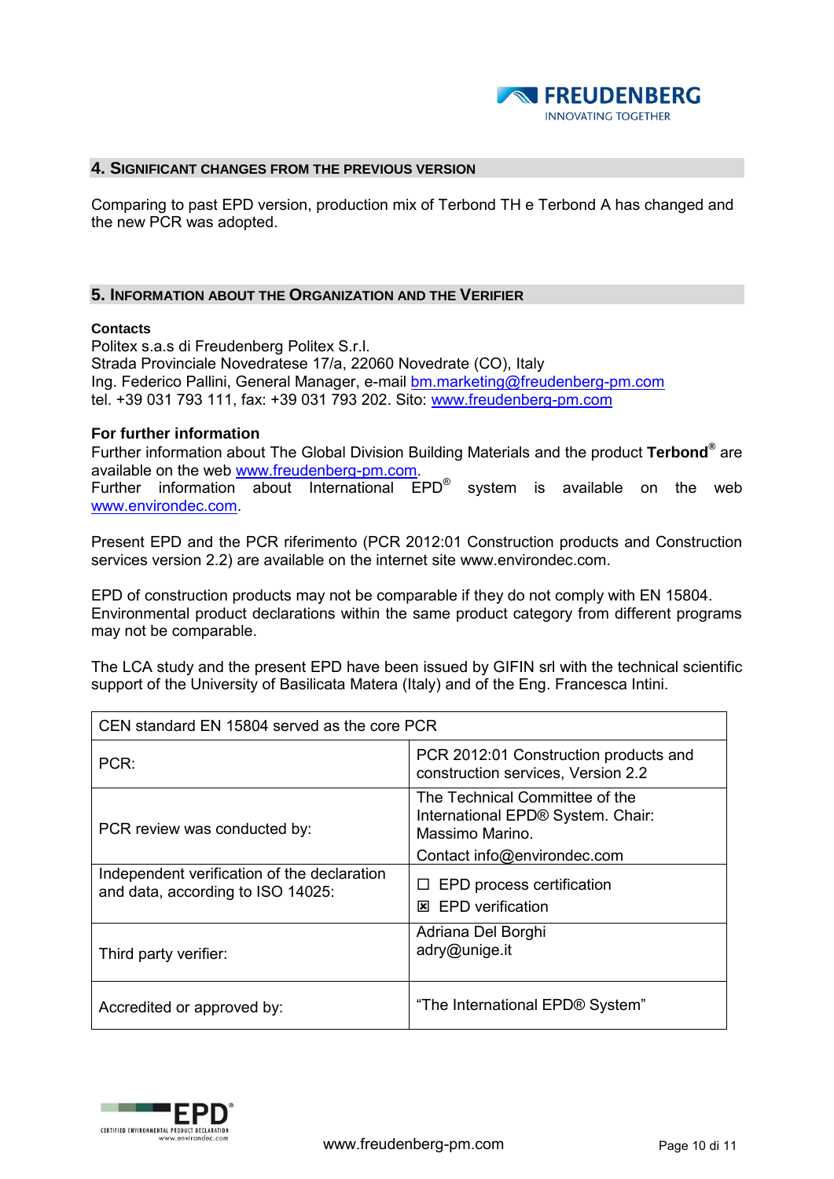## 4. Significant changes from the previous version

Comparing to past EPD version, production mix of Terbond TH e Terbond A has changed and the new PCR was adopted.

## 5. Information about the Organization and the Verifier

**Contacts**
Politex s.a.s di Freudenberg Politex S.r.l.
Strada Provinciale Novedratese 17/a, 22060 Novedrate (CO), Italy
Ing. Federico Pallini, General Manager, e-mail bm.marketing@freudenberg-pm.com
tel. +39 031 793 111, fax: +39 031 793 202. Sito: www.freudenberg-pm.com

**For further information**
Further information about The Global Division Building Materials and the product **Terbond®** are available on the web www.freudenberg-pm.com.
Further information about International EPD® system is available on the web www.environdec.com.

Present EPD and the PCR riferimento (PCR 2012:01 Construction products and Construction services version 2.2) are available on the internet site www.environdec.com.

EPD of construction products may not be comparable if they do not comply with EN 15804.
Environmental product declarations within the same product category from different programs may not be comparable.

The LCA study and the present EPD have been issued by GIFIN srl with the technical scientific support of the University of Basilicata Matera (Italy) and of the Eng. Francesca Intini.

| CEN standard EN 15804 served as the core PCR | |
|---|---|
| PCR: | PCR 2012:01 Construction products and construction services, Version 2.2 |
| PCR review was conducted by: | The Technical Committee of the International EPD® System. Chair: Massimo Marino. Contact info@environdec.com |
| Independent verification of the declaration and data, according to ISO 14025: | ☐ EPD process certification ☒ EPD verification |
| Third party verifier: | Adriana Del Borghi adry@unige.it |
| Accredited or approved by: | "The International EPD® System" |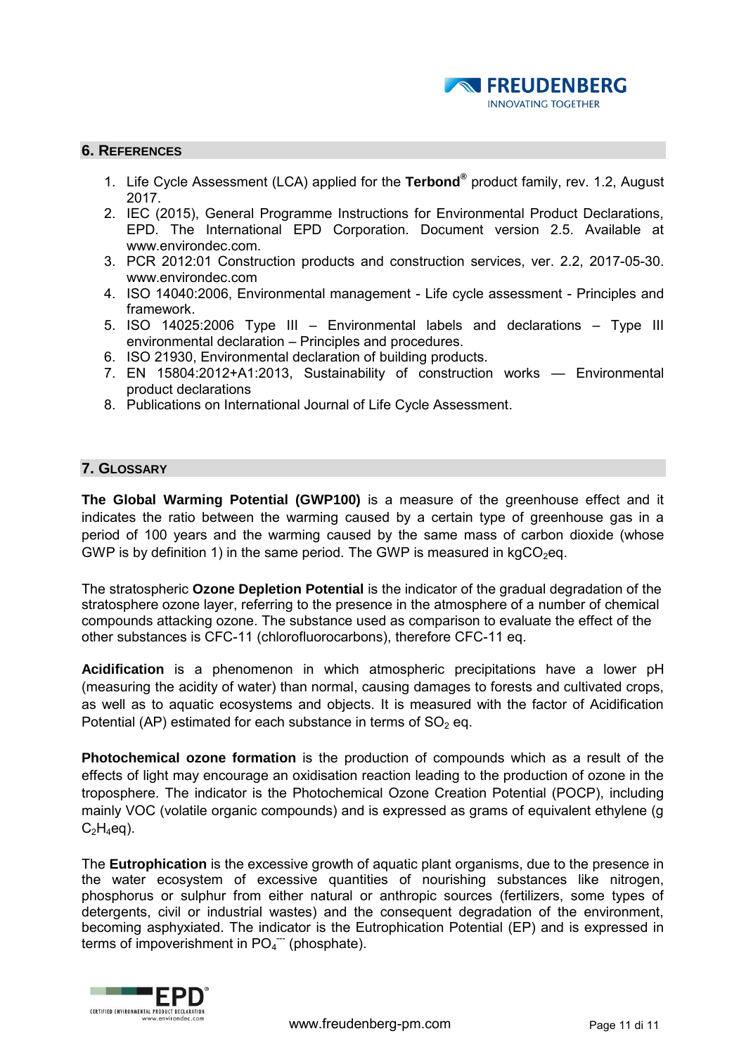## 6. References

1. Life Cycle Assessment (LCA) applied for the **Terbond®** product family, rev. 1.2, August 2017.
2. IEC (2015), General Programme Instructions for Environmental Product Declarations, EPD. The International EPD Corporation. Document version 2.5. Available at www.environdec.com.
3. PCR 2012:01 Construction products and construction services, ver. 2.2, 2017-05-30. www.environdec.com
4. ISO 14040:2006, Environmental management - Life cycle assessment - Principles and framework.
5. ISO 14025:2006 Type III – Environmental labels and declarations – Type III environmental declaration – Principles and procedures.
6. ISO 21930, Environmental declaration of building products.
7. EN 15804:2012+A1:2013, Sustainability of construction works — Environmental product declarations
8. Publications on International Journal of Life Cycle Assessment.

## 7. Glossary

**The Global Warming Potential (GWP100)** is a measure of the greenhouse effect and it indicates the ratio between the warming caused by a certain type of greenhouse gas in a period of 100 years and the warming caused by the same mass of carbon dioxide (whose GWP is by definition 1) in the same period. The GWP is measured in kg$CO_2$eq.

The stratospheric **Ozone Depletion Potential** is the indicator of the gradual degradation of the stratosphere ozone layer, referring to the presence in the atmosphere of a number of chemical compounds attacking ozone. The substance used as comparison to evaluate the effect of the other substances is CFC-11 (chlorofluorocarbons), therefore CFC-11 eq.

**Acidification** is a phenomenon in which atmospheric precipitations have a lower pH (measuring the acidity of water) than normal, causing damages to forests and cultivated crops, as well as to aquatic ecosystems and objects. It is measured with the factor of Acidification Potential (AP) estimated for each substance in terms of $SO_2$ eq.

**Photochemical ozone formation** is the production of compounds which as a result of the effects of light may encourage an oxidisation reaction leading to the production of ozone in the troposphere. The indicator is the Photochemical Ozone Creation Potential (POCP), including mainly VOC (volatile organic compounds) and is expressed as grams of equivalent ethylene (g $C_2H_4$eq).

The **Eutrophication** is the excessive growth of aquatic plant organisms, due to the presence in the water ecosystem of excessive quantities of nourishing substances like nitrogen, phosphorus or sulphur from either natural or anthropic sources (fertilizers, some types of detergents, civil or industrial wastes) and the consequent degradation of the environment, becoming asphyxiated. The indicator is the Eutrophication Potential (EP) and is expressed in terms of impoverishment in $PO_4^{---}$ (phosphate).